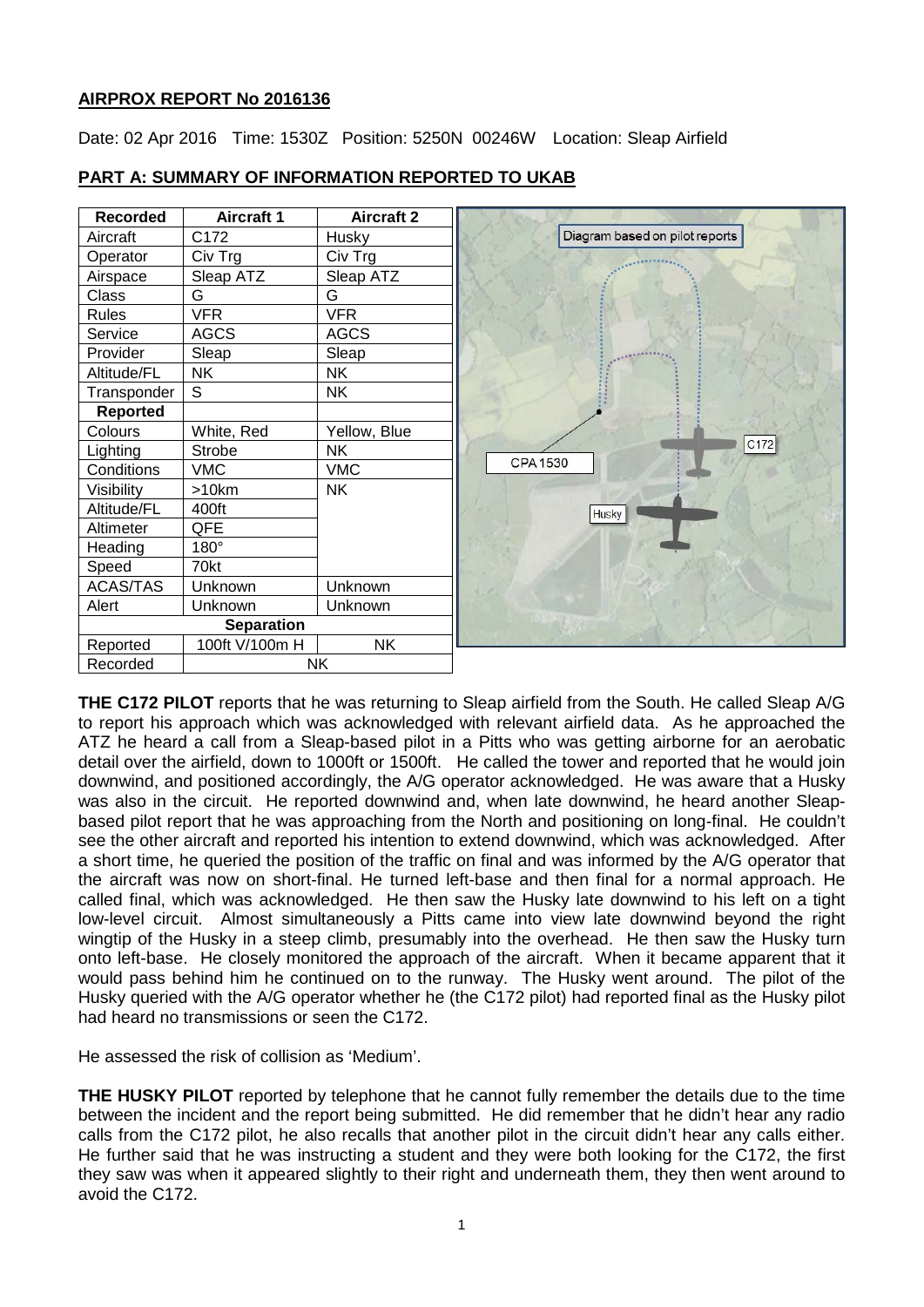## AIRPROX REPORT No 2016136

Date: 02 Apr 2016 Time: 1530Z Position: 5250N 00246W Location: Sleap Airfield

## PART A: SUMMARY OF INFORMATION REPORTED TO UKAB

| Recorded | Aircraft 1 | Aircraft 2 |
|---|---|---|
| Aircraft | C172 | Husky |
| Operator | Civ Trg | Civ Trg |
| Airspace | Sleap ATZ | Sleap ATZ |
| Class | G | G |
| Rules | VFR | VFR |
| Service | AGCS | AGCS |
| Provider | Sleap | Sleap |
| Altitude/FL | NK | NK |
| Transponder | S | NK |
| **Reported** | | |
| Colours | White, Red | Yellow, Blue |
| Lighting | Strobe | NK |
| Conditions | VMC | VMC |
| Visibility | >10km | NK |
| Altitude/FL | 400ft | |
| Altimeter | QFE | |
| Heading | 180° | |
| Speed | 70kt | |
| ACAS/TAS | Unknown | Unknown |
| Alert | Unknown | Unknown |
| **Separation** | | |
| Reported | 100ft V/100m H | NK |
| Recorded | NK | |

Diagram based on pilot reports

CPA 1530

**THE C172 PILOT** reports that he was returning to Sleap airfield from the South. He called Sleap A/G to report his approach which was acknowledged with relevant airfield data. As he approached the ATZ he heard a call from a Sleap-based pilot in a Pitts who was getting airborne for an aerobatic detail over the airfield, down to 1000ft or 1500ft. He called the tower and reported that he would join downwind, and positioned accordingly, the A/G operator acknowledged. He was aware that a Husky was also in the circuit. He reported downwind and, when late downwind, he heard another Sleap-based pilot report that he was approaching from the North and positioning on long-final. He couldn't see the other aircraft and reported his intention to extend downwind, which was acknowledged. After a short time, he queried the position of the traffic on final and was informed by the A/G operator that the aircraft was now on short-final. He turned left-base and then final for a normal approach. He called final, which was acknowledged. He then saw the Husky late downwind to his left on a tight low-level circuit. Almost simultaneously a Pitts came into view late downwind beyond the right wingtip of the Husky in a steep climb, presumably into the overhead. He then saw the Husky turn onto left-base. He closely monitored the approach of the aircraft. When it became apparent that it would pass behind him he continued on to the runway. The Husky went around. The pilot of the Husky queried with the A/G operator whether he (the C172 pilot) had reported final as the Husky pilot had heard no transmissions or seen the C172.

He assessed the risk of collision as 'Medium'.

**THE HUSKY PILOT** reported by telephone that he cannot fully remember the details due to the time between the incident and the report being submitted. He did remember that he didn't hear any radio calls from the C172 pilot, he also recalls that another pilot in the circuit didn't hear any calls either. He further said that he was instructing a student and they were both looking for the C172, the first they saw was when it appeared slightly to their right and underneath them, they then went around to avoid the C172.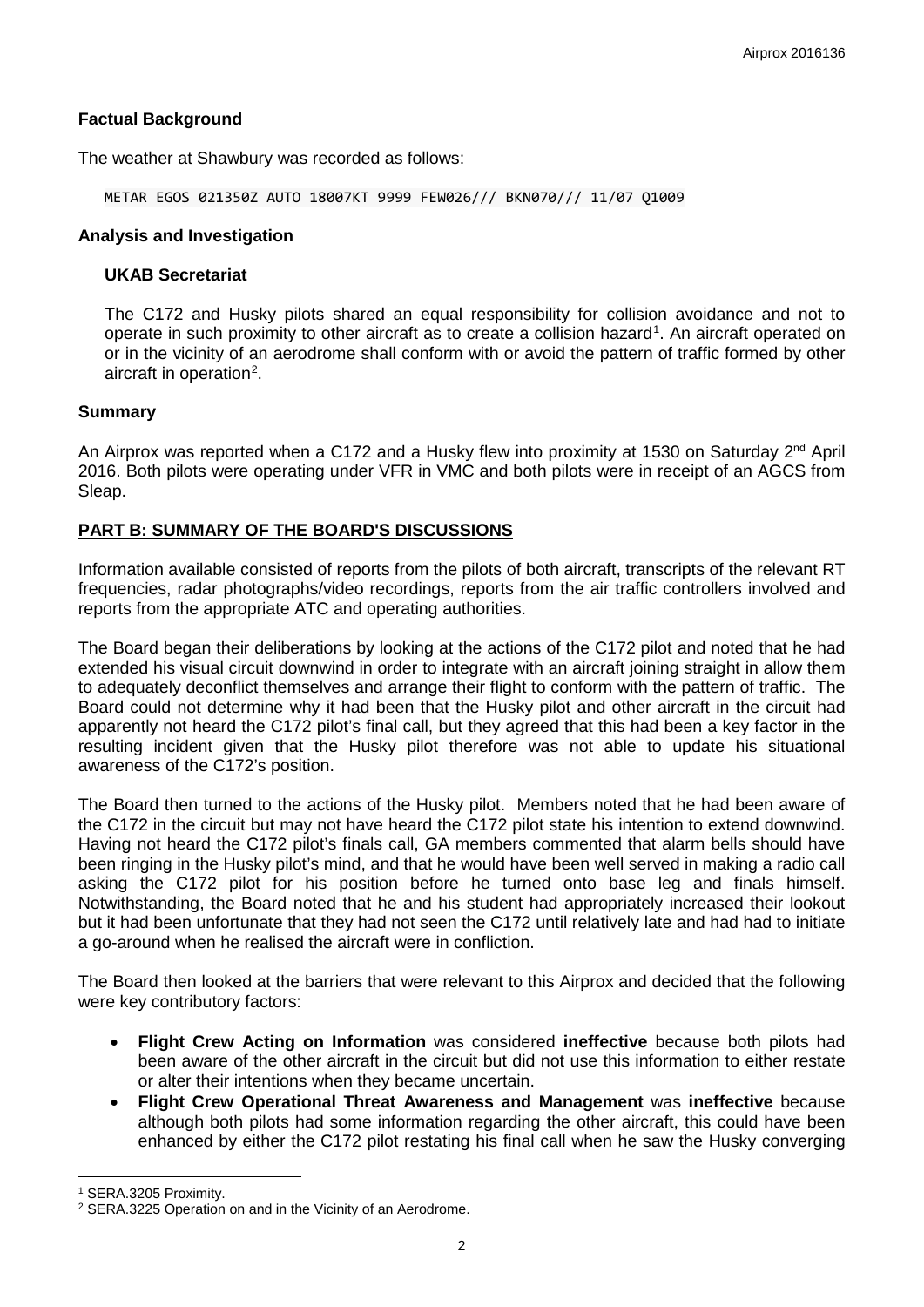## Factual Background

The weather at Shawbury was recorded as follows:

```
METAR EGOS 021350Z AUTO 18007KT 9999 FEW026/// BKN070/// 11/07 Q1009
```

## Analysis and Investigation

### UKAB Secretariat

The C172 and Husky pilots shared an equal responsibility for collision avoidance and not to operate in such proximity to other aircraft as to create a collision hazard[1]. An aircraft operated on or in the vicinity of an aerodrome shall conform with or avoid the pattern of traffic formed by other aircraft in operation[2].

## Summary

An Airprox was reported when a C172 and a Husky flew into proximity at 1530 on Saturday 2nd April 2016. Both pilots were operating under VFR in VMC and both pilots were in receipt of an AGCS from Sleap.

## PART B: SUMMARY OF THE BOARD'S DISCUSSIONS

Information available consisted of reports from the pilots of both aircraft, transcripts of the relevant RT frequencies, radar photographs/video recordings, reports from the air traffic controllers involved and reports from the appropriate ATC and operating authorities.

The Board began their deliberations by looking at the actions of the C172 pilot and noted that he had extended his visual circuit downwind in order to integrate with an aircraft joining straight in allow them to adequately deconflict themselves and arrange their flight to conform with the pattern of traffic. The Board could not determine why it had been that the Husky pilot and other aircraft in the circuit had apparently not heard the C172 pilot's final call, but they agreed that this had been a key factor in the resulting incident given that the Husky pilot therefore was not able to update his situational awareness of the C172's position.

The Board then turned to the actions of the Husky pilot. Members noted that he had been aware of the C172 in the circuit but may not have heard the C172 pilot state his intention to extend downwind. Having not heard the C172 pilot's finals call, GA members commented that alarm bells should have been ringing in the Husky pilot's mind, and that he would have been well served in making a radio call asking the C172 pilot for his position before he turned onto base leg and finals himself. Notwithstanding, the Board noted that he and his student had appropriately increased their lookout but it had been unfortunate that they had not seen the C172 until relatively late and had had to initiate a go-around when he realised the aircraft were in confliction.

The Board then looked at the barriers that were relevant to this Airprox and decided that the following were key contributory factors:

- **Flight Crew Acting on Information** was considered **ineffective** because both pilots had been aware of the other aircraft in the circuit but did not use this information to either restate or alter their intentions when they became uncertain.
- **Flight Crew Operational Threat Awareness and Management** was **ineffective** because although both pilots had some information regarding the other aircraft, this could have been enhanced by either the C172 pilot restating his final call when he saw the Husky converging

[1] SERA.3205 Proximity.

[2] SERA.3225 Operation on and in the Vicinity of an Aerodrome.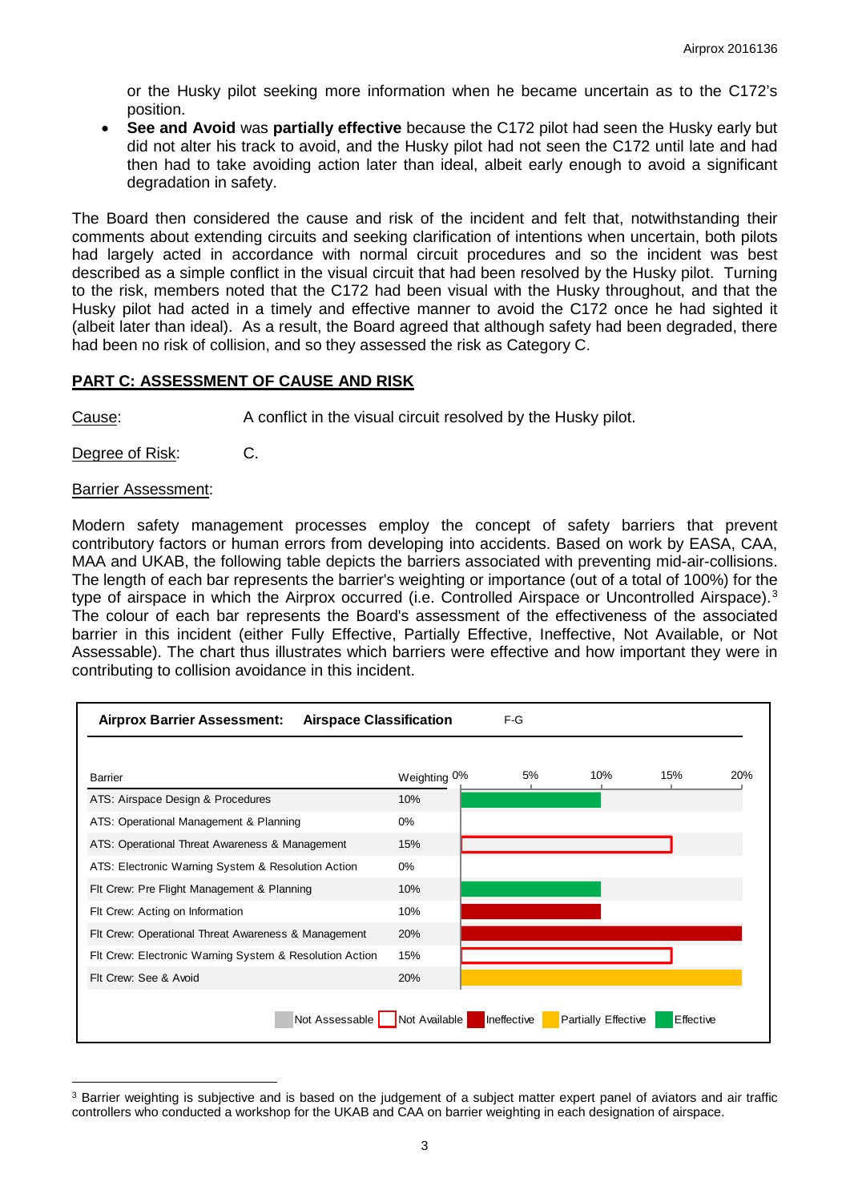or the Husky pilot seeking more information when he became uncertain as to the C172's position.

- **See and Avoid** was **partially effective** because the C172 pilot had seen the Husky early but did not alter his track to avoid, and the Husky pilot had not seen the C172 until late and had then had to take avoiding action later than ideal, albeit early enough to avoid a significant degradation in safety.

The Board then considered the cause and risk of the incident and felt that, notwithstanding their comments about extending circuits and seeking clarification of intentions when uncertain, both pilots had largely acted in accordance with normal circuit procedures and so the incident was best described as a simple conflict in the visual circuit that had been resolved by the Husky pilot. Turning to the risk, members noted that the C172 had been visual with the Husky throughout, and that the Husky pilot had acted in a timely and effective manner to avoid the C172 once he had sighted it (albeit later than ideal). As a result, the Board agreed that although safety had been degraded, there had been no risk of collision, and so they assessed the risk as Category C.

## PART C: ASSESSMENT OF CAUSE AND RISK

Cause: A conflict in the visual circuit resolved by the Husky pilot.

Degree of Risk: C.

Barrier Assessment:

Modern safety management processes employ the concept of safety barriers that prevent contributory factors or human errors from developing into accidents. Based on work by EASA, CAA, MAA and UKAB, the following table depicts the barriers associated with preventing mid-air-collisions. The length of each bar represents the barrier's weighting or importance (out of a total of 100%) for the type of airspace in which the Airprox occurred (i.e. Controlled Airspace or Uncontrolled Airspace).[3] The colour of each bar represents the Board's assessment of the effectiveness of the associated barrier in this incident (either Fully Effective, Partially Effective, Ineffective, Not Available, or Not Assessable). The chart thus illustrates which barriers were effective and how important they were in contributing to collision avoidance in this incident.

Airprox Barrier Assessment: Airspace Classification F-G

Barrier | Weighting | 0% | 5% | 10% | 15% | 20%

ATS: Airspace Design & Procedures 10%
ATS: Operational Management & Planning 0%
ATS: Operational Threat Awareness & Management 15%
ATS: Electronic Warning System & Resolution Action 0%
Flt Crew: Pre Flight Management & Planning 10%
Flt Crew: Acting on Information 10%
Flt Crew: Operational Threat Awareness & Management 20%
Flt Crew: Electronic Warning System & Resolution Action 15%
Flt Crew: See & Avoid 20%

Not Assessable | Not Available | Ineffective | Partially Effective | Effective

[3] Barrier weighting is subjective and is based on the judgement of a subject matter expert panel of aviators and air traffic controllers who conducted a workshop for the UKAB and CAA on barrier weighting in each designation of airspace.